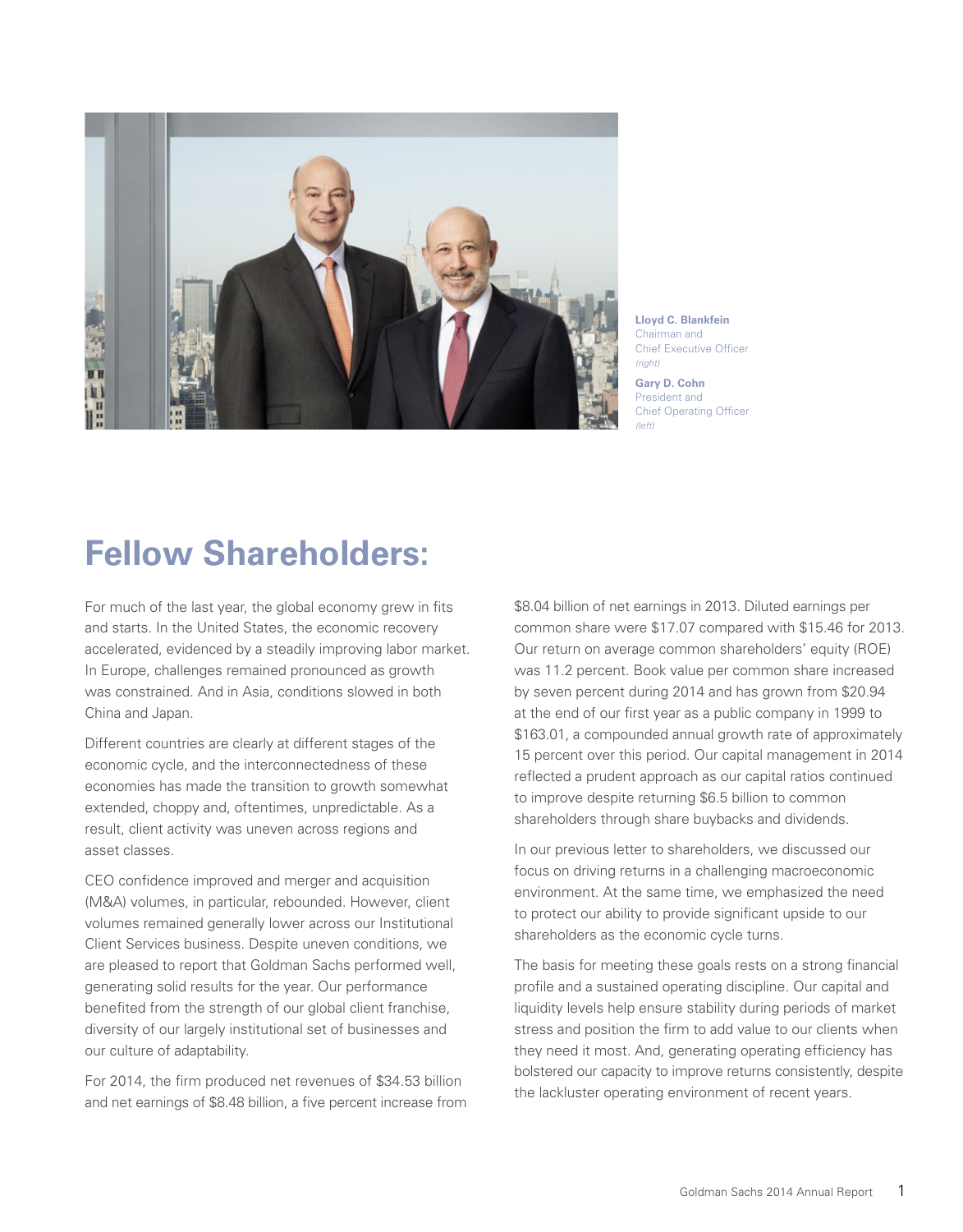**Lloyd C. Blankfein**
Chairman and
Chief Executive Officer
*(right)*

**Gary D. Cohn**
President and
Chief Operating Officer
*(left)*

# Fellow Shareholders:

For much of the last year, the global economy grew in fits and starts. In the United States, the economic recovery accelerated, evidenced by a steadily improving labor market. In Europe, challenges remained pronounced as growth was constrained. And in Asia, conditions slowed in both China and Japan.

Different countries are clearly at different stages of the economic cycle, and the interconnectedness of these economies has made the transition to growth somewhat extended, choppy and, oftentimes, unpredictable. As a result, client activity was uneven across regions and asset classes.

CEO confidence improved and merger and acquisition (M&A) volumes, in particular, rebounded. However, client volumes remained generally lower across our Institutional Client Services business. Despite uneven conditions, we are pleased to report that Goldman Sachs performed well, generating solid results for the year. Our performance benefited from the strength of our global client franchise, diversity of our largely institutional set of businesses and our culture of adaptability.

For 2014, the firm produced net revenues of $34.53 billion and net earnings of $8.48 billion, a five percent increase from $8.04 billion of net earnings in 2013. Diluted earnings per common share were $17.07 compared with $15.46 for 2013. Our return on average common shareholders' equity (ROE) was 11.2 percent. Book value per common share increased by seven percent during 2014 and has grown from $20.94 at the end of our first year as a public company in 1999 to $163.01, a compounded annual growth rate of approximately 15 percent over this period. Our capital management in 2014 reflected a prudent approach as our capital ratios continued to improve despite returning $6.5 billion to common shareholders through share buybacks and dividends.

In our previous letter to shareholders, we discussed our focus on driving returns in a challenging macroeconomic environment. At the same time, we emphasized the need to protect our ability to provide significant upside to our shareholders as the economic cycle turns.

The basis for meeting these goals rests on a strong financial profile and a sustained operating discipline. Our capital and liquidity levels help ensure stability during periods of market stress and position the firm to add value to our clients when they need it most. And, generating operating efficiency has bolstered our capacity to improve returns consistently, despite the lackluster operating environment of recent years.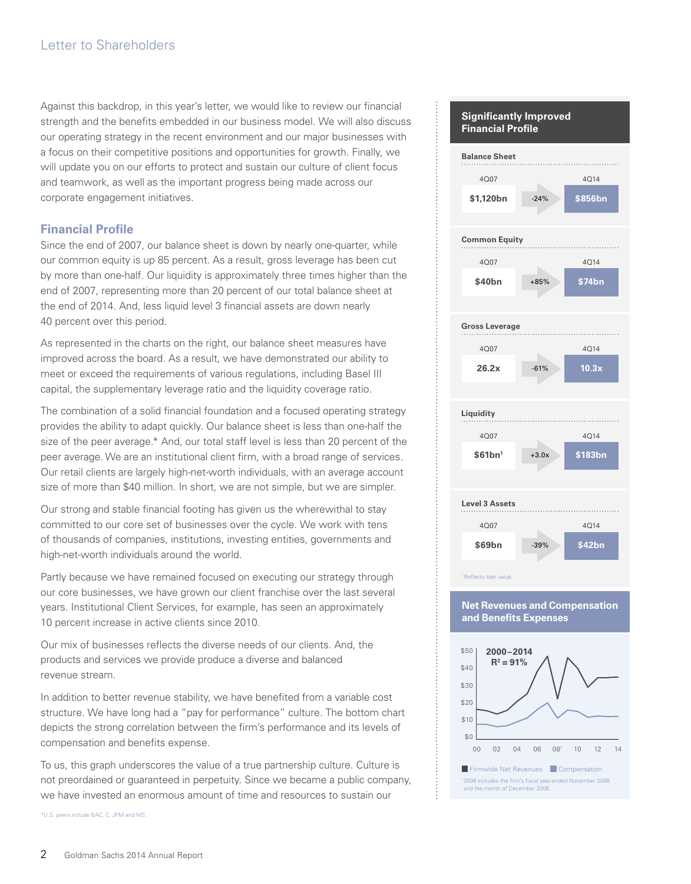Against this backdrop, in this year's letter, we would like to review our financial strength and the benefits embedded in our business model. We will also discuss our operating strategy in the recent environment and our major businesses with a focus on their competitive positions and opportunities for growth. Finally, we will update you on our efforts to protect and sustain our culture of client focus and teamwork, as well as the important progress being made across our corporate engagement initiatives.

## Financial Profile

Since the end of 2007, our balance sheet is down by nearly one-quarter, while our common equity is up 85 percent. As a result, gross leverage has been cut by more than one-half. Our liquidity is approximately three times higher than the end of 2007, representing more than 20 percent of our total balance sheet at the end of 2014. And, less liquid level 3 financial assets are down nearly 40 percent over this period.

As represented in the charts on the right, our balance sheet measures have improved across the board. As a result, we have demonstrated our ability to meet or exceed the requirements of various regulations, including Basel III capital, the supplementary leverage ratio and the liquidity coverage ratio.

The combination of a solid financial foundation and a focused operating strategy provides the ability to adapt quickly. Our balance sheet is less than one-half the size of the peer average.* And, our total staff level is less than 20 percent of the peer average. We are an institutional client firm, with a broad range of services. Our retail clients are largely high-net-worth individuals, with an average account size of more than $40 million. In short, we are not simple, but we are simpler.

Our strong and stable financial footing has given us the wherewithal to stay committed to our core set of businesses over the cycle. We work with tens of thousands of companies, institutions, investing entities, governments and high-net-worth individuals around the world.

Partly because we have remained focused on executing our strategy through our core businesses, we have grown our client franchise over the last several years. Institutional Client Services, for example, has seen an approximately 10 percent increase in active clients since 2010.

Our mix of businesses reflects the diverse needs of our clients. And, the products and services we provide produce a diverse and balanced revenue stream.

In addition to better revenue stability, we have benefited from a variable cost structure. We have long had a "pay for performance" culture. The bottom chart depicts the strong correlation between the firm's performance and its levels of compensation and benefits expense.

To us, this graph underscores the value of a true partnership culture. Culture is not preordained or guaranteed in perpetuity. Since we became a public company, we have invested an enormous amount of time and resources to sustain our

*U.S. peers include BAC, C, JPM and MS.

### Significantly Improved Financial Profile

| | 4Q07 | Change | 4Q14 |
|---|---|---|---|
| Balance Sheet | $1,120bn | -24% | $856bn |
| Common Equity | $40bn | +85% | $74bn |
| Gross Leverage | 26.2x | -61% | 10.3x |
| Liquidity | $61bn[1] | +3.0x | $183bn |
| Level 3 Assets | $69bn | -39% | $42bn |

[1] Reflects loan value

### Net Revenues and Compensation and Benefits Expenses

2000–2014
$R^2 = 91\%$

Firmwide Net Revenues / Compensation

[1] 2008 includes the firm's fiscal year-ended November 2008 and the month of December 2008.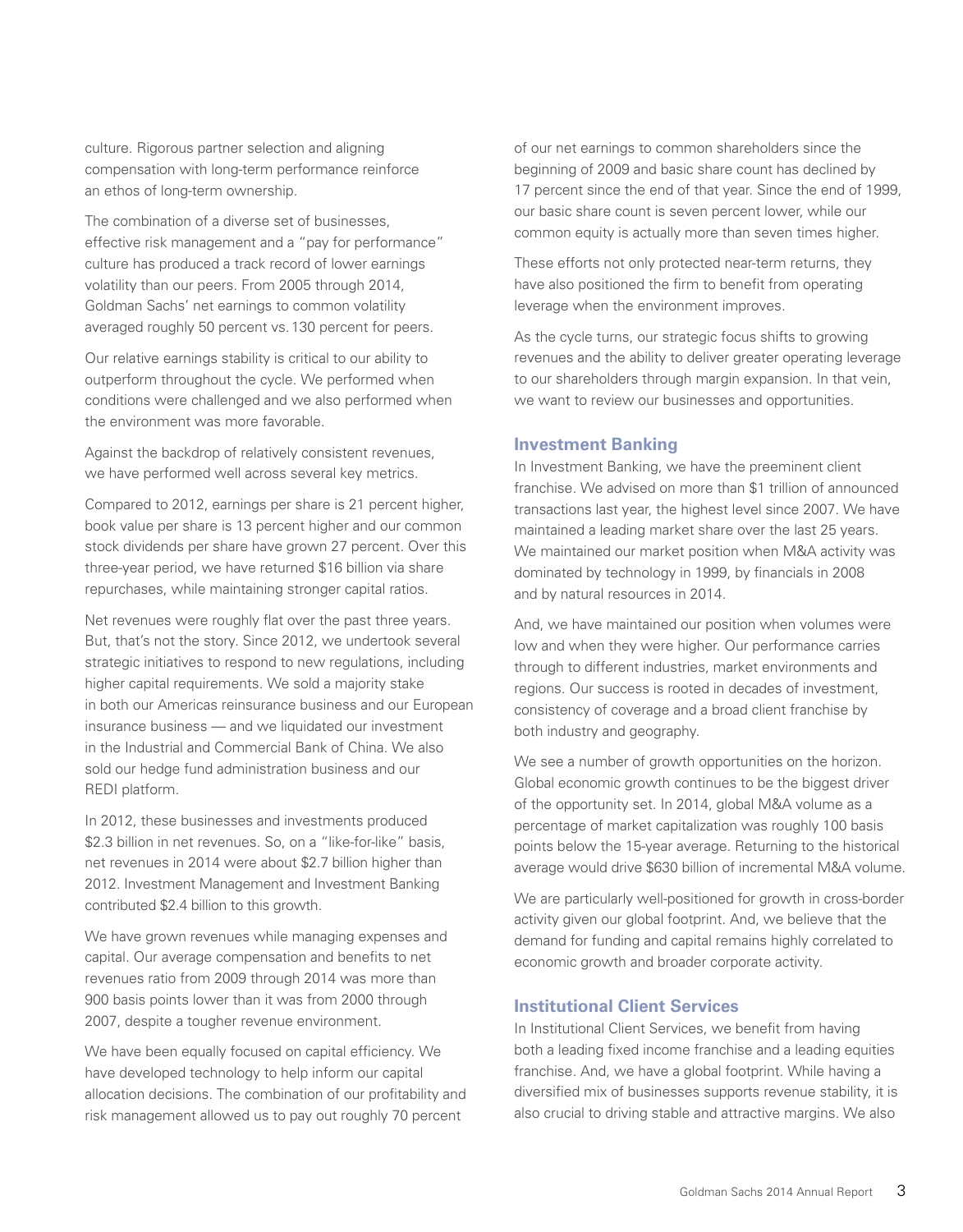culture. Rigorous partner selection and aligning compensation with long-term performance reinforce an ethos of long-term ownership.

The combination of a diverse set of businesses, effective risk management and a "pay for performance" culture has produced a track record of lower earnings volatility than our peers. From 2005 through 2014, Goldman Sachs' net earnings to common volatility averaged roughly 50 percent vs. 130 percent for peers.

Our relative earnings stability is critical to our ability to outperform throughout the cycle. We performed when conditions were challenged and we also performed when the environment was more favorable.

Against the backdrop of relatively consistent revenues, we have performed well across several key metrics.

Compared to 2012, earnings per share is 21 percent higher, book value per share is 13 percent higher and our common stock dividends per share have grown 27 percent. Over this three-year period, we have returned $16 billion via share repurchases, while maintaining stronger capital ratios.

Net revenues were roughly flat over the past three years. But, that's not the story. Since 2012, we undertook several strategic initiatives to respond to new regulations, including higher capital requirements. We sold a majority stake in both our Americas reinsurance business and our European insurance business — and we liquidated our investment in the Industrial and Commercial Bank of China. We also sold our hedge fund administration business and our REDI platform.

In 2012, these businesses and investments produced $2.3 billion in net revenues. So, on a "like-for-like" basis, net revenues in 2014 were about $2.7 billion higher than 2012. Investment Management and Investment Banking contributed $2.4 billion to this growth.

We have grown revenues while managing expenses and capital. Our average compensation and benefits to net revenues ratio from 2009 through 2014 was more than 900 basis points lower than it was from 2000 through 2007, despite a tougher revenue environment.

We have been equally focused on capital efficiency. We have developed technology to help inform our capital allocation decisions. The combination of our profitability and risk management allowed us to pay out roughly 70 percent of our net earnings to common shareholders since the beginning of 2009 and basic share count has declined by 17 percent since the end of that year. Since the end of 1999, our basic share count is seven percent lower, while our common equity is actually more than seven times higher.

These efforts not only protected near-term returns, they have also positioned the firm to benefit from operating leverage when the environment improves.

As the cycle turns, our strategic focus shifts to growing revenues and the ability to deliver greater operating leverage to our shareholders through margin expansion. In that vein, we want to review our businesses and opportunities.

## Investment Banking

In Investment Banking, we have the preeminent client franchise. We advised on more than $1 trillion of announced transactions last year, the highest level since 2007. We have maintained a leading market share over the last 25 years. We maintained our market position when M&A activity was dominated by technology in 1999, by financials in 2008 and by natural resources in 2014.

And, we have maintained our position when volumes were low and when they were higher. Our performance carries through to different industries, market environments and regions. Our success is rooted in decades of investment, consistency of coverage and a broad client franchise by both industry and geography.

We see a number of growth opportunities on the horizon. Global economic growth continues to be the biggest driver of the opportunity set. In 2014, global M&A volume as a percentage of market capitalization was roughly 100 basis points below the 15-year average. Returning to the historical average would drive $630 billion of incremental M&A volume.

We are particularly well-positioned for growth in cross-border activity given our global footprint. And, we believe that the demand for funding and capital remains highly correlated to economic growth and broader corporate activity.

## Institutional Client Services

In Institutional Client Services, we benefit from having both a leading fixed income franchise and a leading equities franchise. And, we have a global footprint. While having a diversified mix of businesses supports revenue stability, it is also crucial to driving stable and attractive margins. We also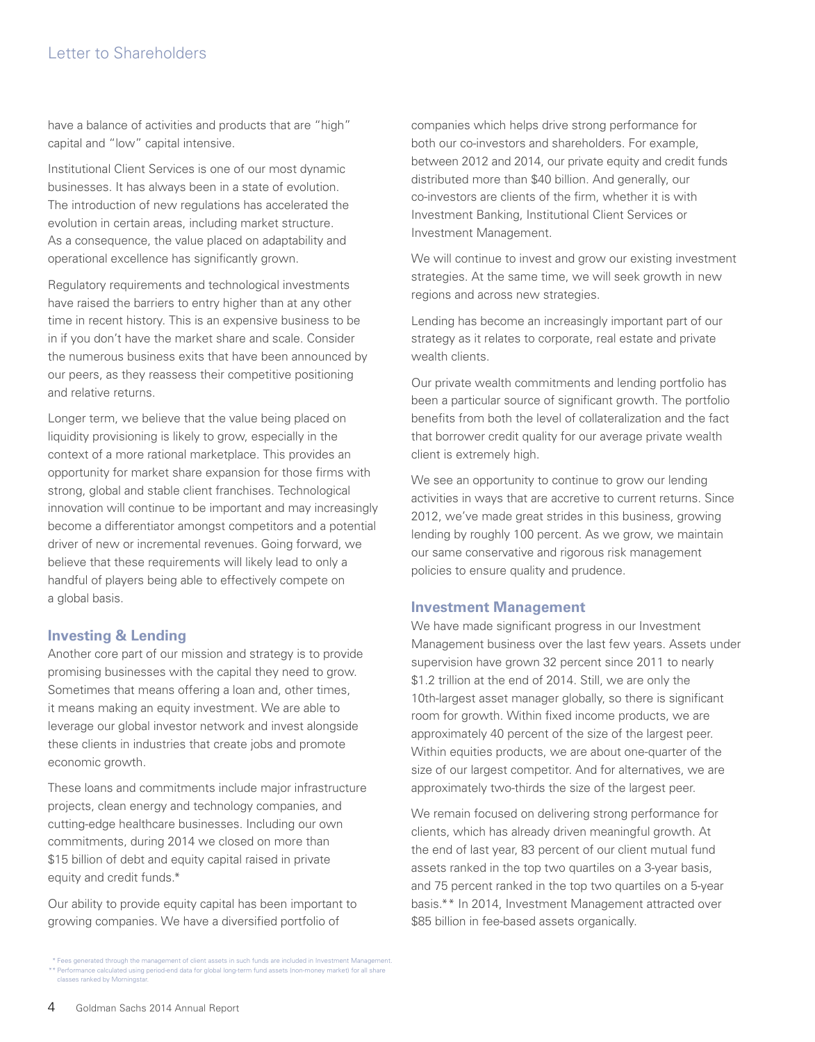have a balance of activities and products that are "high" capital and "low" capital intensive.

Institutional Client Services is one of our most dynamic businesses. It has always been in a state of evolution. The introduction of new regulations has accelerated the evolution in certain areas, including market structure. As a consequence, the value placed on adaptability and operational excellence has significantly grown.

Regulatory requirements and technological investments have raised the barriers to entry higher than at any other time in recent history. This is an expensive business to be in if you don't have the market share and scale. Consider the numerous business exits that have been announced by our peers, as they reassess their competitive positioning and relative returns.

Longer term, we believe that the value being placed on liquidity provisioning is likely to grow, especially in the context of a more rational marketplace. This provides an opportunity for market share expansion for those firms with strong, global and stable client franchises. Technological innovation will continue to be important and may increasingly become a differentiator amongst competitors and a potential driver of new or incremental revenues. Going forward, we believe that these requirements will likely lead to only a handful of players being able to effectively compete on a global basis.

## Investing & Lending

Another core part of our mission and strategy is to provide promising businesses with the capital they need to grow. Sometimes that means offering a loan and, other times, it means making an equity investment. We are able to leverage our global investor network and invest alongside these clients in industries that create jobs and promote economic growth.

These loans and commitments include major infrastructure projects, clean energy and technology companies, and cutting-edge healthcare businesses. Including our own commitments, during 2014 we closed on more than $15 billion of debt and equity capital raised in private equity and credit funds.*

Our ability to provide equity capital has been important to growing companies. We have a diversified portfolio of companies which helps drive strong performance for both our co-investors and shareholders. For example, between 2012 and 2014, our private equity and credit funds distributed more than $40 billion. And generally, our co-investors are clients of the firm, whether it is with Investment Banking, Institutional Client Services or Investment Management.

We will continue to invest and grow our existing investment strategies. At the same time, we will seek growth in new regions and across new strategies.

Lending has become an increasingly important part of our strategy as it relates to corporate, real estate and private wealth clients.

Our private wealth commitments and lending portfolio has been a particular source of significant growth. The portfolio benefits from both the level of collateralization and the fact that borrower credit quality for our average private wealth client is extremely high.

We see an opportunity to continue to grow our lending activities in ways that are accretive to current returns. Since 2012, we've made great strides in this business, growing lending by roughly 100 percent. As we grow, we maintain our same conservative and rigorous risk management policies to ensure quality and prudence.

## Investment Management

We have made significant progress in our Investment Management business over the last few years. Assets under supervision have grown 32 percent since 2011 to nearly $1.2 trillion at the end of 2014. Still, we are only the 10th-largest asset manager globally, so there is significant room for growth. Within fixed income products, we are approximately 40 percent of the size of the largest peer. Within equities products, we are about one-quarter of the size of our largest competitor. And for alternatives, we are approximately two-thirds the size of the largest peer.

We remain focused on delivering strong performance for clients, which has already driven meaningful growth. At the end of last year, 83 percent of our client mutual fund assets ranked in the top two quartiles on a 3-year basis, and 75 percent ranked in the top two quartiles on a 5-year basis.** In 2014, Investment Management attracted over $85 billion in fee-based assets organically.

\* Fees generated through the management of client assets in such funds are included in Investment Management.

\*\* Performance calculated using period-end data for global long-term fund assets (non-money market) for all share classes ranked by Morningstar.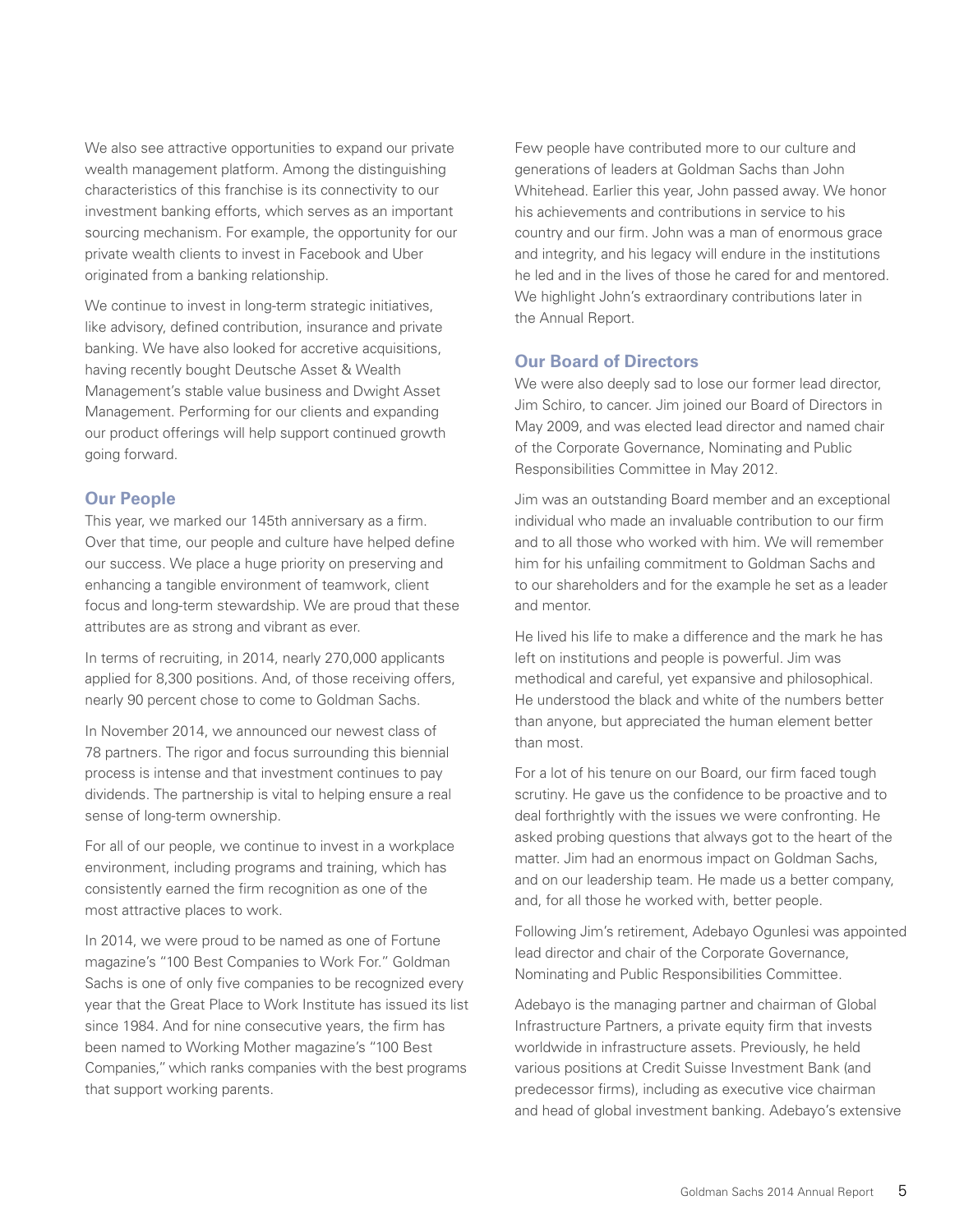We also see attractive opportunities to expand our private wealth management platform. Among the distinguishing characteristics of this franchise is its connectivity to our investment banking efforts, which serves as an important sourcing mechanism. For example, the opportunity for our private wealth clients to invest in Facebook and Uber originated from a banking relationship.

We continue to invest in long-term strategic initiatives, like advisory, defined contribution, insurance and private banking. We have also looked for accretive acquisitions, having recently bought Deutsche Asset & Wealth Management's stable value business and Dwight Asset Management. Performing for our clients and expanding our product offerings will help support continued growth going forward.

## Our People

This year, we marked our 145th anniversary as a firm. Over that time, our people and culture have helped define our success. We place a huge priority on preserving and enhancing a tangible environment of teamwork, client focus and long-term stewardship. We are proud that these attributes are as strong and vibrant as ever.

In terms of recruiting, in 2014, nearly 270,000 applicants applied for 8,300 positions. And, of those receiving offers, nearly 90 percent chose to come to Goldman Sachs.

In November 2014, we announced our newest class of 78 partners. The rigor and focus surrounding this biennial process is intense and that investment continues to pay dividends. The partnership is vital to helping ensure a real sense of long-term ownership.

For all of our people, we continue to invest in a workplace environment, including programs and training, which has consistently earned the firm recognition as one of the most attractive places to work.

In 2014, we were proud to be named as one of Fortune magazine's "100 Best Companies to Work For." Goldman Sachs is one of only five companies to be recognized every year that the Great Place to Work Institute has issued its list since 1984. And for nine consecutive years, the firm has been named to Working Mother magazine's "100 Best Companies," which ranks companies with the best programs that support working parents.

Few people have contributed more to our culture and generations of leaders at Goldman Sachs than John Whitehead. Earlier this year, John passed away. We honor his achievements and contributions in service to his country and our firm. John was a man of enormous grace and integrity, and his legacy will endure in the institutions he led and in the lives of those he cared for and mentored. We highlight John's extraordinary contributions later in the Annual Report.

## Our Board of Directors

We were also deeply sad to lose our former lead director, Jim Schiro, to cancer. Jim joined our Board of Directors in May 2009, and was elected lead director and named chair of the Corporate Governance, Nominating and Public Responsibilities Committee in May 2012.

Jim was an outstanding Board member and an exceptional individual who made an invaluable contribution to our firm and to all those who worked with him. We will remember him for his unfailing commitment to Goldman Sachs and to our shareholders and for the example he set as a leader and mentor.

He lived his life to make a difference and the mark he has left on institutions and people is powerful. Jim was methodical and careful, yet expansive and philosophical. He understood the black and white of the numbers better than anyone, but appreciated the human element better than most.

For a lot of his tenure on our Board, our firm faced tough scrutiny. He gave us the confidence to be proactive and to deal forthrightly with the issues we were confronting. He asked probing questions that always got to the heart of the matter. Jim had an enormous impact on Goldman Sachs, and on our leadership team. He made us a better company, and, for all those he worked with, better people.

Following Jim's retirement, Adebayo Ogunlesi was appointed lead director and chair of the Corporate Governance, Nominating and Public Responsibilities Committee.

Adebayo is the managing partner and chairman of Global Infrastructure Partners, a private equity firm that invests worldwide in infrastructure assets. Previously, he held various positions at Credit Suisse Investment Bank (and predecessor firms), including as executive vice chairman and head of global investment banking. Adebayo's extensive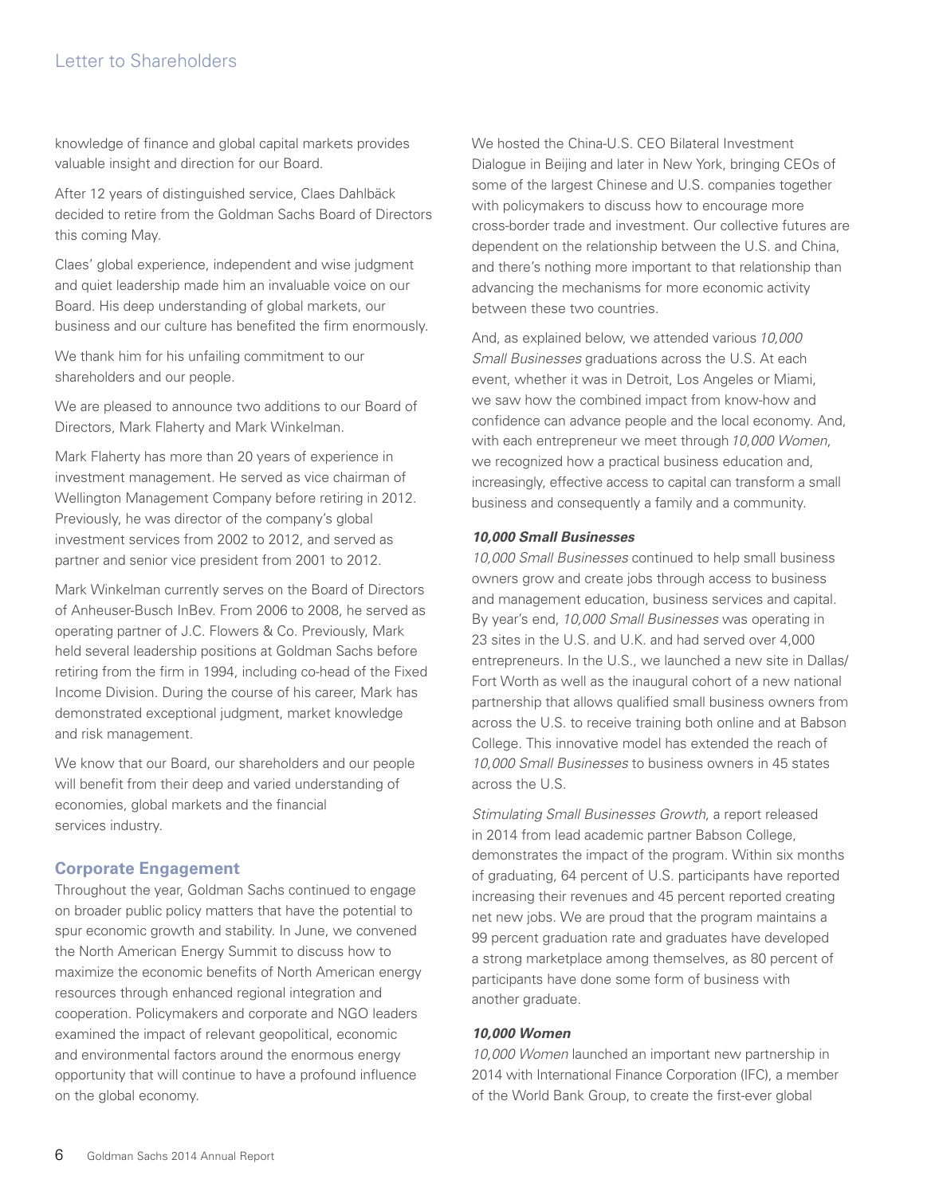knowledge of finance and global capital markets provides valuable insight and direction for our Board.

After 12 years of distinguished service, Claes Dahlbäck decided to retire from the Goldman Sachs Board of Directors this coming May.

Claes' global experience, independent and wise judgment and quiet leadership made him an invaluable voice on our Board. His deep understanding of global markets, our business and our culture has benefited the firm enormously.

We thank him for his unfailing commitment to our shareholders and our people.

We are pleased to announce two additions to our Board of Directors, Mark Flaherty and Mark Winkelman.

Mark Flaherty has more than 20 years of experience in investment management. He served as vice chairman of Wellington Management Company before retiring in 2012. Previously, he was director of the company's global investment services from 2002 to 2012, and served as partner and senior vice president from 2001 to 2012.

Mark Winkelman currently serves on the Board of Directors of Anheuser-Busch InBev. From 2006 to 2008, he served as operating partner of J.C. Flowers & Co. Previously, Mark held several leadership positions at Goldman Sachs before retiring from the firm in 1994, including co-head of the Fixed Income Division. During the course of his career, Mark has demonstrated exceptional judgment, market knowledge and risk management.

We know that our Board, our shareholders and our people will benefit from their deep and varied understanding of economies, global markets and the financial services industry.

## Corporate Engagement

Throughout the year, Goldman Sachs continued to engage on broader public policy matters that have the potential to spur economic growth and stability. In June, we convened the North American Energy Summit to discuss how to maximize the economic benefits of North American energy resources through enhanced regional integration and cooperation. Policymakers and corporate and NGO leaders examined the impact of relevant geopolitical, economic and environmental factors around the enormous energy opportunity that will continue to have a profound influence on the global economy.

We hosted the China-U.S. CEO Bilateral Investment Dialogue in Beijing and later in New York, bringing CEOs of some of the largest Chinese and U.S. companies together with policymakers to discuss how to encourage more cross-border trade and investment. Our collective futures are dependent on the relationship between the U.S. and China, and there's nothing more important to that relationship than advancing the mechanisms for more economic activity between these two countries.

And, as explained below, we attended various *10,000 Small Businesses* graduations across the U.S. At each event, whether it was in Detroit, Los Angeles or Miami, we saw how the combined impact from know-how and confidence can advance people and the local economy. And, with each entrepreneur we meet through *10,000 Women*, we recognized how a practical business education and, increasingly, effective access to capital can transform a small business and consequently a family and a community.

### *10,000 Small Businesses*

*10,000 Small Businesses* continued to help small business owners grow and create jobs through access to business and management education, business services and capital. By year's end, *10,000 Small Businesses* was operating in 23 sites in the U.S. and U.K. and had served over 4,000 entrepreneurs. In the U.S., we launched a new site in Dallas/Fort Worth as well as the inaugural cohort of a new national partnership that allows qualified small business owners from across the U.S. to receive training both online and at Babson College. This innovative model has extended the reach of *10,000 Small Businesses* to business owners in 45 states across the U.S.

*Stimulating Small Businesses Growth*, a report released in 2014 from lead academic partner Babson College, demonstrates the impact of the program. Within six months of graduating, 64 percent of U.S. participants have reported increasing their revenues and 45 percent reported creating net new jobs. We are proud that the program maintains a 99 percent graduation rate and graduates have developed a strong marketplace among themselves, as 80 percent of participants have done some form of business with another graduate.

### *10,000 Women*

*10,000 Women* launched an important new partnership in 2014 with International Finance Corporation (IFC), a member of the World Bank Group, to create the first-ever global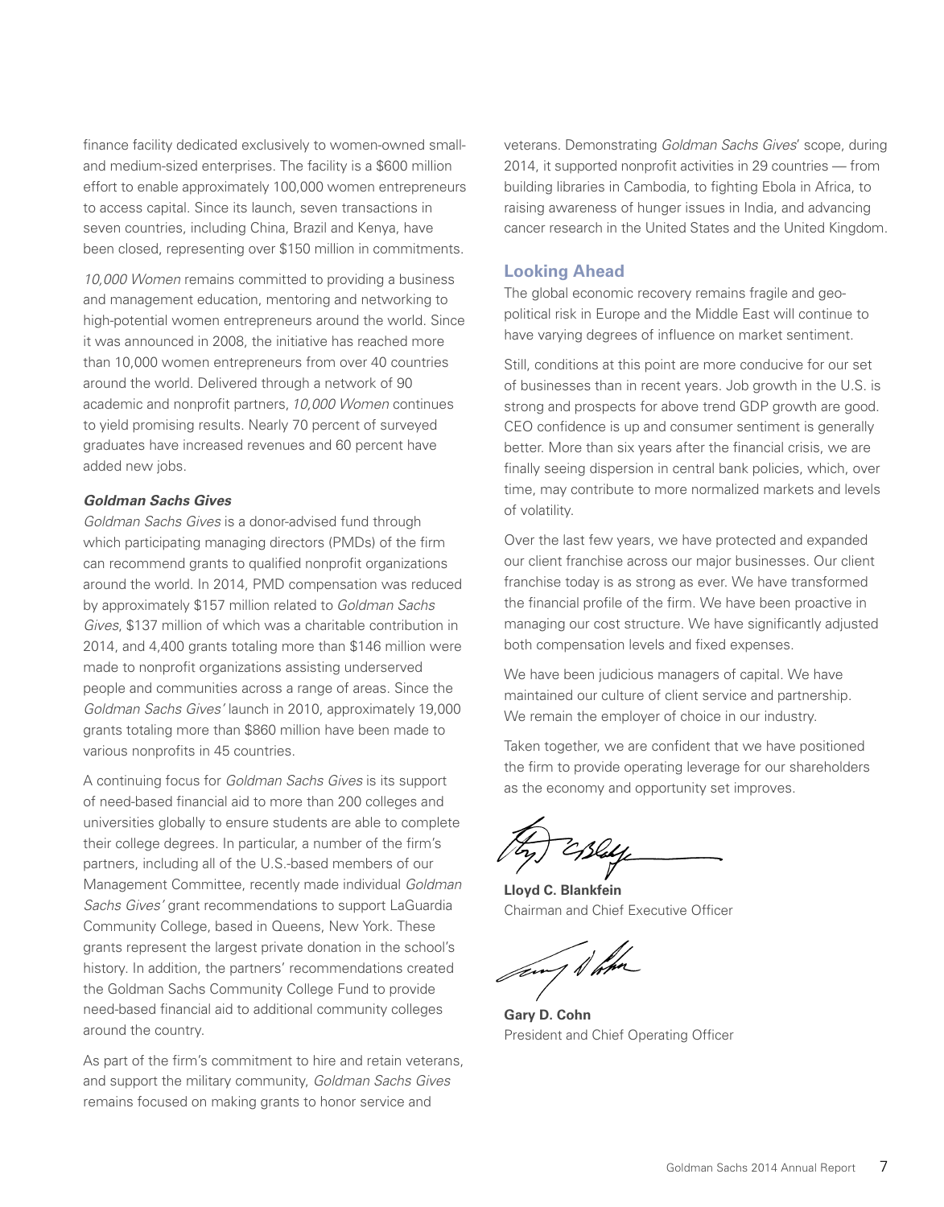finance facility dedicated exclusively to women-owned small- and medium-sized enterprises. The facility is a $600 million effort to enable approximately 100,000 women entrepreneurs to access capital. Since its launch, seven transactions in seven countries, including China, Brazil and Kenya, have been closed, representing over $150 million in commitments.

*10,000 Women* remains committed to providing a business and management education, mentoring and networking to high-potential women entrepreneurs around the world. Since it was announced in 2008, the initiative has reached more than 10,000 women entrepreneurs from over 40 countries around the world. Delivered through a network of 90 academic and nonprofit partners, *10,000 Women* continues to yield promising results. Nearly 70 percent of surveyed graduates have increased revenues and 60 percent have added new jobs.

***Goldman Sachs Gives***

*Goldman Sachs Gives* is a donor-advised fund through which participating managing directors (PMDs) of the firm can recommend grants to qualified nonprofit organizations around the world. In 2014, PMD compensation was reduced by approximately $157 million related to *Goldman Sachs Gives*, $137 million of which was a charitable contribution in 2014, and 4,400 grants totaling more than $146 million were made to nonprofit organizations assisting underserved people and communities across a range of areas. Since the *Goldman Sachs Gives'* launch in 2010, approximately 19,000 grants totaling more than $860 million have been made to various nonprofits in 45 countries.

A continuing focus for *Goldman Sachs Gives* is its support of need-based financial aid to more than 200 colleges and universities globally to ensure students are able to complete their college degrees. In particular, a number of the firm's partners, including all of the U.S.-based members of our Management Committee, recently made individual *Goldman Sachs Gives'* grant recommendations to support LaGuardia Community College, based in Queens, New York. These grants represent the largest private donation in the school's history. In addition, the partners' recommendations created the Goldman Sachs Community College Fund to provide need-based financial aid to additional community colleges around the country.

As part of the firm's commitment to hire and retain veterans, and support the military community, *Goldman Sachs Gives* remains focused on making grants to honor service and veterans. Demonstrating *Goldman Sachs Gives*' scope, during 2014, it supported nonprofit activities in 29 countries — from building libraries in Cambodia, to fighting Ebola in Africa, to raising awareness of hunger issues in India, and advancing cancer research in the United States and the United Kingdom.

## Looking Ahead

The global economic recovery remains fragile and geopolitical risk in Europe and the Middle East will continue to have varying degrees of influence on market sentiment.

Still, conditions at this point are more conducive for our set of businesses than in recent years. Job growth in the U.S. is strong and prospects for above trend GDP growth are good. CEO confidence is up and consumer sentiment is generally better. More than six years after the financial crisis, we are finally seeing dispersion in central bank policies, which, over time, may contribute to more normalized markets and levels of volatility.

Over the last few years, we have protected and expanded our client franchise across our major businesses. Our client franchise today is as strong as ever. We have transformed the financial profile of the firm. We have been proactive in managing our cost structure. We have significantly adjusted both compensation levels and fixed expenses.

We have been judicious managers of capital. We have maintained our culture of client service and partnership. We remain the employer of choice in our industry.

Taken together, we are confident that we have positioned the firm to provide operating leverage for our shareholders as the economy and opportunity set improves.

**Lloyd C. Blankfein**
Chairman and Chief Executive Officer

**Gary D. Cohn**
President and Chief Operating Officer